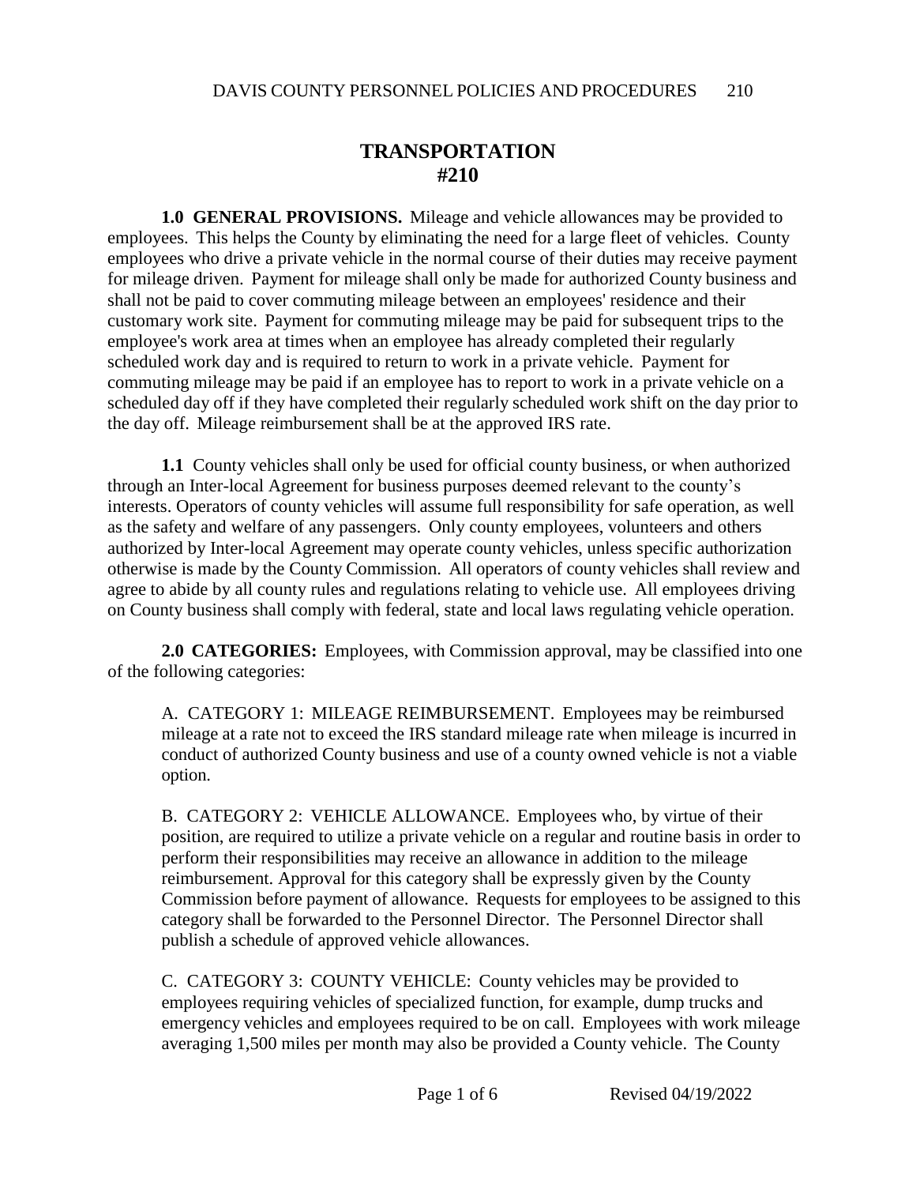# TRANSPORTATION
# #210

**1.0 GENERAL PROVISIONS.** Mileage and vehicle allowances may be provided to employees. This helps the County by eliminating the need for a large fleet of vehicles. County employees who drive a private vehicle in the normal course of their duties may receive payment for mileage driven. Payment for mileage shall only be made for authorized County business and shall not be paid to cover commuting mileage between an employees' residence and their customary work site. Payment for commuting mileage may be paid for subsequent trips to the employee's work area at times when an employee has already completed their regularly scheduled work day and is required to return to work in a private vehicle. Payment for commuting mileage may be paid if an employee has to report to work in a private vehicle on a scheduled day off if they have completed their regularly scheduled work shift on the day prior to the day off. Mileage reimbursement shall be at the approved IRS rate.

**1.1** County vehicles shall only be used for official county business, or when authorized through an Inter-local Agreement for business purposes deemed relevant to the county's interests. Operators of county vehicles will assume full responsibility for safe operation, as well as the safety and welfare of any passengers. Only county employees, volunteers and others authorized by Inter-local Agreement may operate county vehicles, unless specific authorization otherwise is made by the County Commission. All operators of county vehicles shall review and agree to abide by all county rules and regulations relating to vehicle use. All employees driving on County business shall comply with federal, state and local laws regulating vehicle operation.

**2.0 CATEGORIES:** Employees, with Commission approval, may be classified into one of the following categories:

A. CATEGORY 1: MILEAGE REIMBURSEMENT. Employees may be reimbursed mileage at a rate not to exceed the IRS standard mileage rate when mileage is incurred in conduct of authorized County business and use of a county owned vehicle is not a viable option.

B. CATEGORY 2: VEHICLE ALLOWANCE. Employees who, by virtue of their position, are required to utilize a private vehicle on a regular and routine basis in order to perform their responsibilities may receive an allowance in addition to the mileage reimbursement. Approval for this category shall be expressly given by the County Commission before payment of allowance. Requests for employees to be assigned to this category shall be forwarded to the Personnel Director. The Personnel Director shall publish a schedule of approved vehicle allowances.

C. CATEGORY 3: COUNTY VEHICLE: County vehicles may be provided to employees requiring vehicles of specialized function, for example, dump trucks and emergency vehicles and employees required to be on call. Employees with work mileage averaging 1,500 miles per month may also be provided a County vehicle. The County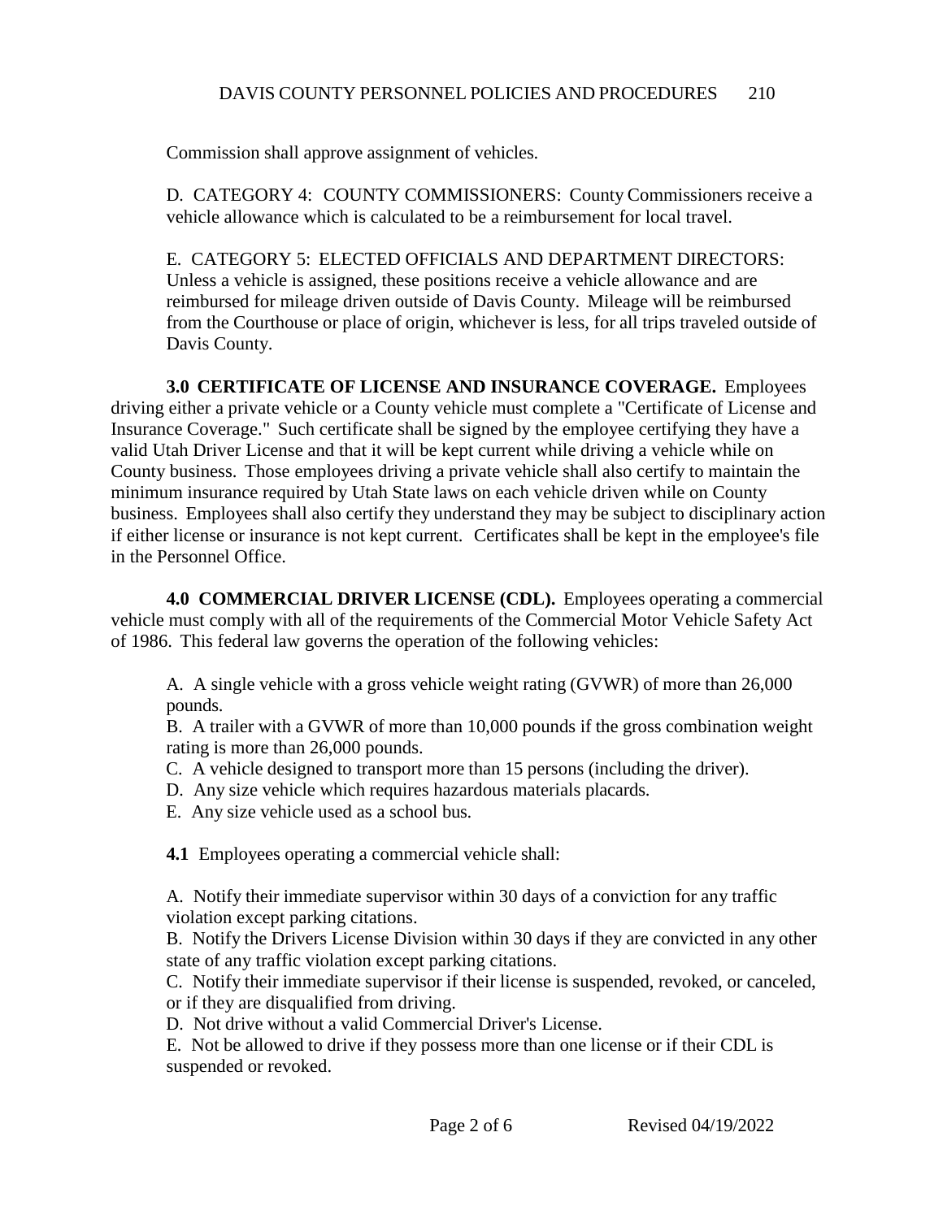Commission shall approve assignment of vehicles.

D. CATEGORY 4: COUNTY COMMISSIONERS: County Commissioners receive a vehicle allowance which is calculated to be a reimbursement for local travel.

E. CATEGORY 5: ELECTED OFFICIALS AND DEPARTMENT DIRECTORS: Unless a vehicle is assigned, these positions receive a vehicle allowance and are reimbursed for mileage driven outside of Davis County. Mileage will be reimbursed from the Courthouse or place of origin, whichever is less, for all trips traveled outside of Davis County.

**3.0 CERTIFICATE OF LICENSE AND INSURANCE COVERAGE.** Employees driving either a private vehicle or a County vehicle must complete a "Certificate of License and Insurance Coverage." Such certificate shall be signed by the employee certifying they have a valid Utah Driver License and that it will be kept current while driving a vehicle while on County business. Those employees driving a private vehicle shall also certify to maintain the minimum insurance required by Utah State laws on each vehicle driven while on County business. Employees shall also certify they understand they may be subject to disciplinary action if either license or insurance is not kept current. Certificates shall be kept in the employee's file in the Personnel Office.

**4.0 COMMERCIAL DRIVER LICENSE (CDL).** Employees operating a commercial vehicle must comply with all of the requirements of the Commercial Motor Vehicle Safety Act of 1986. This federal law governs the operation of the following vehicles:

A. A single vehicle with a gross vehicle weight rating (GVWR) of more than 26,000 pounds.
B. A trailer with a GVWR of more than 10,000 pounds if the gross combination weight rating is more than 26,000 pounds.
C. A vehicle designed to transport more than 15 persons (including the driver).
D. Any size vehicle which requires hazardous materials placards.
E. Any size vehicle used as a school bus.

**4.1** Employees operating a commercial vehicle shall:

A. Notify their immediate supervisor within 30 days of a conviction for any traffic violation except parking citations.
B. Notify the Drivers License Division within 30 days if they are convicted in any other state of any traffic violation except parking citations.
C. Notify their immediate supervisor if their license is suspended, revoked, or canceled, or if they are disqualified from driving.
D. Not drive without a valid Commercial Driver's License.
E. Not be allowed to drive if they possess more than one license or if their CDL is suspended or revoked.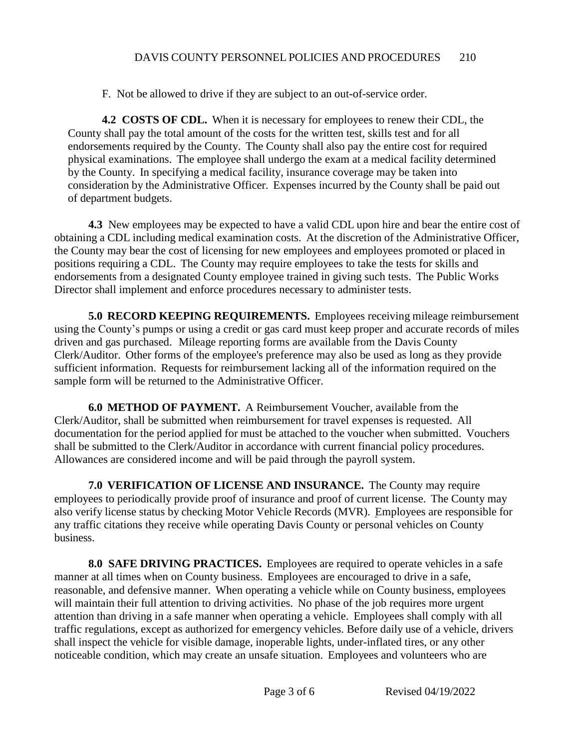F. Not be allowed to drive if they are subject to an out-of-service order.

**4.2 COSTS OF CDL.** When it is necessary for employees to renew their CDL, the County shall pay the total amount of the costs for the written test, skills test and for all endorsements required by the County. The County shall also pay the entire cost for required physical examinations. The employee shall undergo the exam at a medical facility determined by the County. In specifying a medical facility, insurance coverage may be taken into consideration by the Administrative Officer. Expenses incurred by the County shall be paid out of department budgets.

**4.3** New employees may be expected to have a valid CDL upon hire and bear the entire cost of obtaining a CDL including medical examination costs. At the discretion of the Administrative Officer, the County may bear the cost of licensing for new employees and employees promoted or placed in positions requiring a CDL. The County may require employees to take the tests for skills and endorsements from a designated County employee trained in giving such tests. The Public Works Director shall implement and enforce procedures necessary to administer tests.

**5.0 RECORD KEEPING REQUIREMENTS.** Employees receiving mileage reimbursement using the County's pumps or using a credit or gas card must keep proper and accurate records of miles driven and gas purchased. Mileage reporting forms are available from the Davis County Clerk/Auditor. Other forms of the employee's preference may also be used as long as they provide sufficient information. Requests for reimbursement lacking all of the information required on the sample form will be returned to the Administrative Officer.

**6.0 METHOD OF PAYMENT.** A Reimbursement Voucher, available from the Clerk/Auditor, shall be submitted when reimbursement for travel expenses is requested. All documentation for the period applied for must be attached to the voucher when submitted. Vouchers shall be submitted to the Clerk/Auditor in accordance with current financial policy procedures. Allowances are considered income and will be paid through the payroll system.

**7.0 VERIFICATION OF LICENSE AND INSURANCE.** The County may require employees to periodically provide proof of insurance and proof of current license. The County may also verify license status by checking Motor Vehicle Records (MVR). Employees are responsible for any traffic citations they receive while operating Davis County or personal vehicles on County business.

**8.0 SAFE DRIVING PRACTICES.** Employees are required to operate vehicles in a safe manner at all times when on County business. Employees are encouraged to drive in a safe, reasonable, and defensive manner. When operating a vehicle while on County business, employees will maintain their full attention to driving activities. No phase of the job requires more urgent attention than driving in a safe manner when operating a vehicle. Employees shall comply with all traffic regulations, except as authorized for emergency vehicles. Before daily use of a vehicle, drivers shall inspect the vehicle for visible damage, inoperable lights, under-inflated tires, or any other noticeable condition, which may create an unsafe situation. Employees and volunteers who are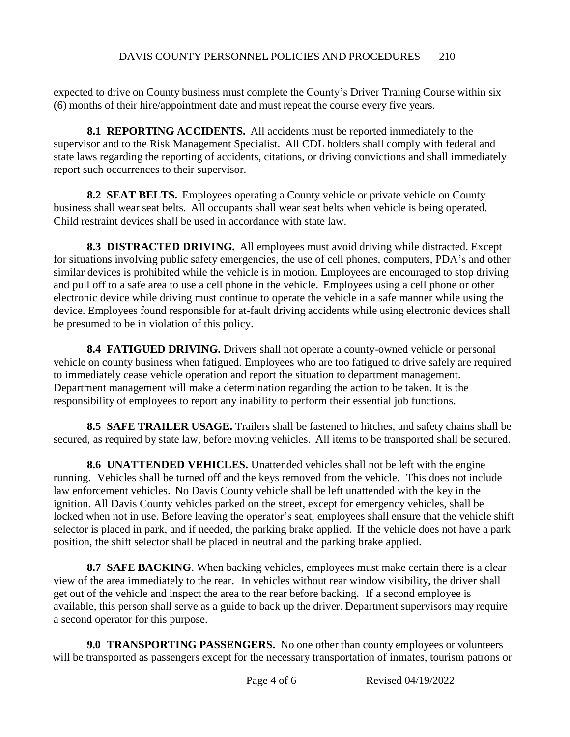expected to drive on County business must complete the County's Driver Training Course within six (6) months of their hire/appointment date and must repeat the course every five years.

**8.1 REPORTING ACCIDENTS.** All accidents must be reported immediately to the supervisor and to the Risk Management Specialist. All CDL holders shall comply with federal and state laws regarding the reporting of accidents, citations, or driving convictions and shall immediately report such occurrences to their supervisor.

**8.2 SEAT BELTS.** Employees operating a County vehicle or private vehicle on County business shall wear seat belts. All occupants shall wear seat belts when vehicle is being operated. Child restraint devices shall be used in accordance with state law.

**8.3 DISTRACTED DRIVING.** All employees must avoid driving while distracted. Except for situations involving public safety emergencies, the use of cell phones, computers, PDA's and other similar devices is prohibited while the vehicle is in motion. Employees are encouraged to stop driving and pull off to a safe area to use a cell phone in the vehicle. Employees using a cell phone or other electronic device while driving must continue to operate the vehicle in a safe manner while using the device. Employees found responsible for at-fault driving accidents while using electronic devices shall be presumed to be in violation of this policy.

**8.4 FATIGUED DRIVING.** Drivers shall not operate a county-owned vehicle or personal vehicle on county business when fatigued. Employees who are too fatigued to drive safely are required to immediately cease vehicle operation and report the situation to department management. Department management will make a determination regarding the action to be taken. It is the responsibility of employees to report any inability to perform their essential job functions.

**8.5 SAFE TRAILER USAGE.** Trailers shall be fastened to hitches, and safety chains shall be secured, as required by state law, before moving vehicles. All items to be transported shall be secured.

**8.6 UNATTENDED VEHICLES.** Unattended vehicles shall not be left with the engine running. Vehicles shall be turned off and the keys removed from the vehicle. This does not include law enforcement vehicles. No Davis County vehicle shall be left unattended with the key in the ignition. All Davis County vehicles parked on the street, except for emergency vehicles, shall be locked when not in use. Before leaving the operator's seat, employees shall ensure that the vehicle shift selector is placed in park, and if needed, the parking brake applied. If the vehicle does not have a park position, the shift selector shall be placed in neutral and the parking brake applied.

**8.7 SAFE BACKING**. When backing vehicles, employees must make certain there is a clear view of the area immediately to the rear. In vehicles without rear window visibility, the driver shall get out of the vehicle and inspect the area to the rear before backing. If a second employee is available, this person shall serve as a guide to back up the driver. Department supervisors may require a second operator for this purpose.

**9.0 TRANSPORTING PASSENGERS.** No one other than county employees or volunteers will be transported as passengers except for the necessary transportation of inmates, tourism patrons or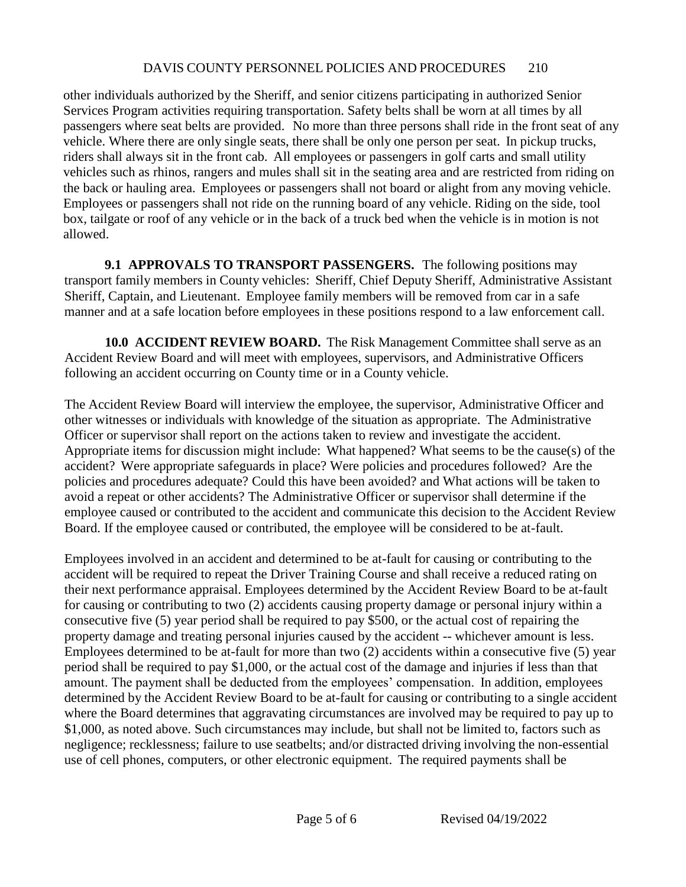other individuals authorized by the Sheriff, and senior citizens participating in authorized Senior Services Program activities requiring transportation. Safety belts shall be worn at all times by all passengers where seat belts are provided. No more than three persons shall ride in the front seat of any vehicle. Where there are only single seats, there shall be only one person per seat. In pickup trucks, riders shall always sit in the front cab. All employees or passengers in golf carts and small utility vehicles such as rhinos, rangers and mules shall sit in the seating area and are restricted from riding on the back or hauling area. Employees or passengers shall not board or alight from any moving vehicle. Employees or passengers shall not ride on the running board of any vehicle. Riding on the side, tool box, tailgate or roof of any vehicle or in the back of a truck bed when the vehicle is in motion is not allowed.

**9.1 APPROVALS TO TRANSPORT PASSENGERS.** The following positions may transport family members in County vehicles: Sheriff, Chief Deputy Sheriff, Administrative Assistant Sheriff, Captain, and Lieutenant. Employee family members will be removed from car in a safe manner and at a safe location before employees in these positions respond to a law enforcement call.

**10.0 ACCIDENT REVIEW BOARD.** The Risk Management Committee shall serve as an Accident Review Board and will meet with employees, supervisors, and Administrative Officers following an accident occurring on County time or in a County vehicle.

The Accident Review Board will interview the employee, the supervisor, Administrative Officer and other witnesses or individuals with knowledge of the situation as appropriate. The Administrative Officer or supervisor shall report on the actions taken to review and investigate the accident. Appropriate items for discussion might include: What happened? What seems to be the cause(s) of the accident? Were appropriate safeguards in place? Were policies and procedures followed? Are the policies and procedures adequate? Could this have been avoided? and What actions will be taken to avoid a repeat or other accidents? The Administrative Officer or supervisor shall determine if the employee caused or contributed to the accident and communicate this decision to the Accident Review Board. If the employee caused or contributed, the employee will be considered to be at-fault.

Employees involved in an accident and determined to be at-fault for causing or contributing to the accident will be required to repeat the Driver Training Course and shall receive a reduced rating on their next performance appraisal. Employees determined by the Accident Review Board to be at-fault for causing or contributing to two (2) accidents causing property damage or personal injury within a consecutive five (5) year period shall be required to pay \$500, or the actual cost of repairing the property damage and treating personal injuries caused by the accident -- whichever amount is less. Employees determined to be at-fault for more than two (2) accidents within a consecutive five (5) year period shall be required to pay \$1,000, or the actual cost of the damage and injuries if less than that amount. The payment shall be deducted from the employees' compensation. In addition, employees determined by the Accident Review Board to be at-fault for causing or contributing to a single accident where the Board determines that aggravating circumstances are involved may be required to pay up to \$1,000, as noted above. Such circumstances may include, but shall not be limited to, factors such as negligence; recklessness; failure to use seatbelts; and/or distracted driving involving the non-essential use of cell phones, computers, or other electronic equipment. The required payments shall be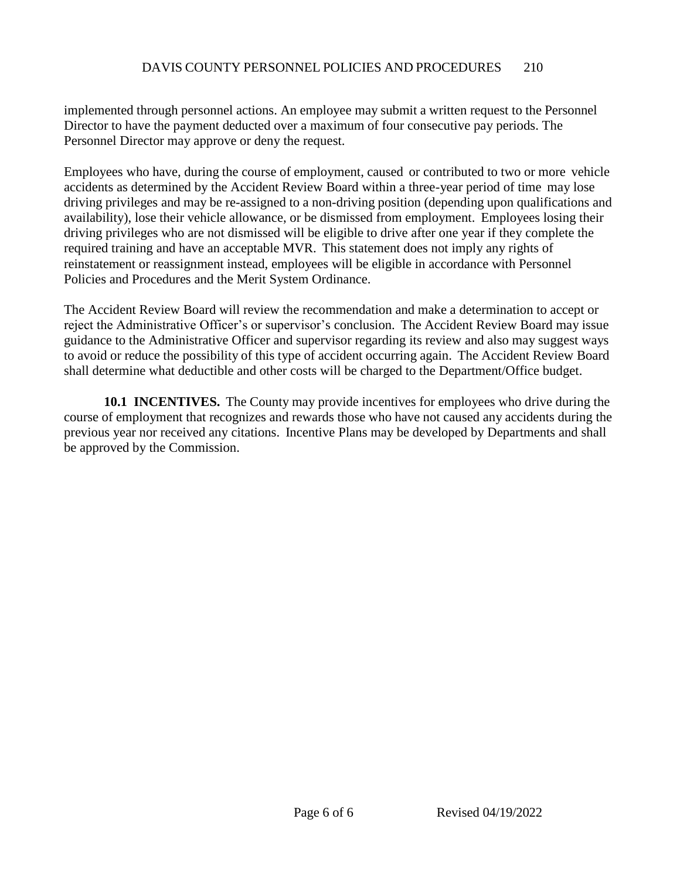implemented through personnel actions. An employee may submit a written request to the Personnel Director to have the payment deducted over a maximum of four consecutive pay periods. The Personnel Director may approve or deny the request.

Employees who have, during the course of employment, caused or contributed to two or more vehicle accidents as determined by the Accident Review Board within a three-year period of time may lose driving privileges and may be re-assigned to a non-driving position (depending upon qualifications and availability), lose their vehicle allowance, or be dismissed from employment. Employees losing their driving privileges who are not dismissed will be eligible to drive after one year if they complete the required training and have an acceptable MVR. This statement does not imply any rights of reinstatement or reassignment instead, employees will be eligible in accordance with Personnel Policies and Procedures and the Merit System Ordinance.

The Accident Review Board will review the recommendation and make a determination to accept or reject the Administrative Officer's or supervisor's conclusion. The Accident Review Board may issue guidance to the Administrative Officer and supervisor regarding its review and also may suggest ways to avoid or reduce the possibility of this type of accident occurring again. The Accident Review Board shall determine what deductible and other costs will be charged to the Department/Office budget.

**10.1 INCENTIVES.** The County may provide incentives for employees who drive during the course of employment that recognizes and rewards those who have not caused any accidents during the previous year nor received any citations. Incentive Plans may be developed by Departments and shall be approved by the Commission.